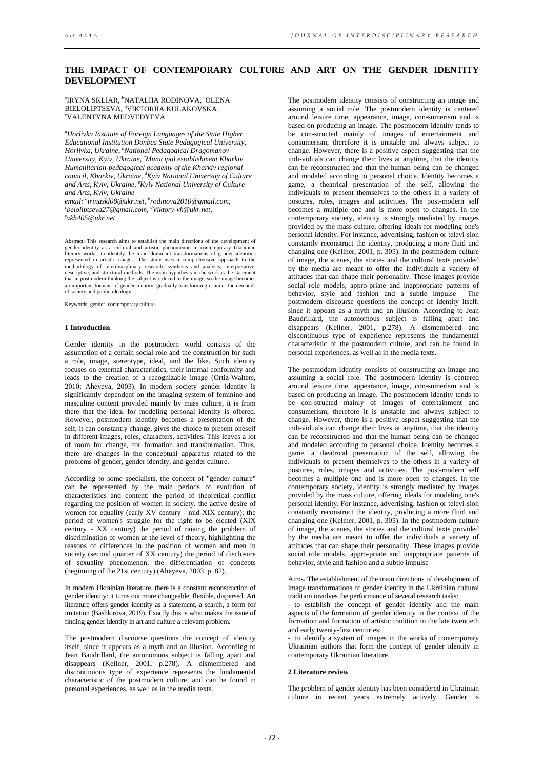# THE IMPACT OF CONTEMPORARY CULTURE AND ART ON THE GENDER IDENTITY DEVELOPMENT

[a]IRYNA SKLIAR, [b]NATALIIA RODINOVA, [c]OLENA BIELOLIPTSEVA, [d]VIKTORIIA KULAKOVSKA, [e]VALENTYNA MEDVEDYEVA

*[a]Horlivka Institute of Foreign Languages of the State Higher Educational Institution Donbas State Pedagogical University, Horlivka, Ukraine, [b]National Pedagogical Dragomanov University, Kyiv, Ukraine, [c]Municipal establishment Kharkiv Humanitarian-pedagogical academy of the Kharkiv regional council, Kharkiv, Ukraine, [d]Kyiv National University of Culture and Arts, Kyiv, Ukraine, [e]Kyiv National University of Culture and Arts, Kyiv, Ukraine*

*email: [a]irinaskl08@ukr.net, [b]rodinova2010@gmail.com, [c]beloliptseva27@gmail.com, [d]Viktory-vk@ukr.net, [e]vkb405@ukr.net*

Abstract: This research aims to establish the main directions of the development of gender identity as a cultural and artistic phenomenon in contemporary Ukrainian literary works; to identify the main dominant transformations of gender identities represented in artistic images. The study uses a comprehensive approach to the methodology of interdisciplinary research: synthesis and analysis, interpretative, descriptive, and structural methods. The main hypothesis in the work is the statement that in postmodern thinking the subject is reduced to the image, so the image becomes an important formant of gender identity, gradually transforming it under the demands of society and public ideology.

Keywords: gender, contemporary culture.

## 1 Introduction

Gender identity in the postmodern world consists of the assumption of a certain social role and the construction for such a role, image, stereotype, ideal, and the like. Such identity focuses on external characteristics, their internal conformity and leads to the creation of a recognizable image (Ortiz-Walters, 2010; Aheyeva, 2003). In modern society gender identity is significantly dependent on the imaging system of feminine and masculine content provided mainly by mass culture, it is from there that the ideal for modeling personal identity is offered. However, postmodern identity becomes a presentation of the self, it can constantly change, gives the choice to present oneself in different images, roles, characters, activities. This leaves a lot of room for change, for formation and transformation. Thus, there are changes in the conceptual apparatus related to the problems of gender, gender identity, and gender culture.

According to some specialists, the concept of "gender culture" can be represented by the main periods of evolution of characteristics and content: the period of theoretical conflict regarding the position of women in society, the active desire of women for equality (early XV century - mid-XIX century); the period of women's struggle for the right to be elected (XIX century - XX century) the period of raising the problem of discrimination of women at the level of theory, highlighting the reasons of differences in the position of women and men in society (second quarter of XX century) the period of disclosure of sexuality phenomenon, the differentiation of concepts (beginning of the 21st century) (Aheyeva, 2003, p. 82).

In modern Ukrainian literature, there is a constant reconstruction of gender identity: it turns out more changeable, flexible, dispersed. Art literature offers gender identity as a statement, a search, a form for imitation (Bashkirova, 2019). Exactly this is what makes the issue of finding gender identity in art and culture a relevant problem.

The postmodern discourse questions the concept of identity itself, since it appears as a myth and an illusion. According to Jean Baudrillard, the autonomous subject is falling apart and disappears (Kellner, 2001, p.278). A dismembered and discontinuous type of experience represents the fundamental characteristic of the postmodern culture, and can be found in personal experiences, as well as in the media texts.

The postmodern identity consists of constructing an image and assuming a social role. The postmodern identity is centered around leisure time, appearance, image, con-sumerism and is based on producing an image. The postmodern identity tends to be con-structed mainly of images of entertainment and consumerism, therefore it is unstable and always subject to change. However, there is a positive aspect suggesting that the indi-viduals can change their lives at anytime, that the identity can be reconstructed and that the human being can be changed and modeled according to personal choice. Identity becomes a game, a theatrical presentation of the self, allowing the individuals to present themselves to the others in a variety of postures, roles, images and activities. The post-modern self becomes a multiple one and is more open to changes. In the contemporary society, identity is strongly mediated by images provided by the mass culture, offering ideals for modeling one's personal identity. For instance, advertising, fashion or televi-sion constantly reconstruct the identity, producing a more fluid and changing one (Kellner, 2001, p. 305). In the postmodern culture of image, the scenes, the stories and the cultural texts provided by the media are meant to offer the individuals a variety of attitudes that can shape their personality. These images provide social role models, appro-priate and inappropriate patterns of behavior, style and fashion and a subtle impulse The postmodern discourse questions the concept of identity itself, since it appears as a myth and an illusion. According to Jean Baudrillard, the autonomous subject is falling apart and disappears (Kellner, 2001, p.278). A dismembered and discontinuous type of experience represents the fundamental characteristic of the postmodern culture, and can be found in personal experiences, as well as in the media texts.

The postmodern identity consists of constructing an image and assuming a social role. The postmodern identity is centered around leisure time, appearance, image, con-sumerism and is based on producing an image. The postmodern identity tends to be con-structed mainly of images of entertainment and consumerism, therefore it is unstable and always subject to change. However, there is a positive aspect suggesting that the indi-viduals can change their lives at anytime, that the identity can be reconstructed and that the human being can be changed and modeled according to personal choice. Identity becomes a game, a theatrical presentation of the self, allowing the individuals to present themselves to the others in a variety of postures, roles, images and activities. The post-modern self becomes a multiple one and is more open to changes. In the contemporary society, identity is strongly mediated by images provided by the mass culture, offering ideals for modeling one's personal identity. For instance, advertising, fashion or televi-sion constantly reconstruct the identity, producing a more fluid and changing one (Kellner, 2001, p. 305). In the postmodern culture of image, the scenes, the stories and the cultural texts provided by the media are meant to offer the individuals a variety of attitudes that can shape their personality. These images provide social role models, appro-priate and inappropriate patterns of behavior, style and fashion and a subtle impulse

Aims. The establishment of the main directions of development of image transformations of gender identity in the Ukrainian cultural tradition involves the performance of several research tasks:

- to establish the concept of gender identity and the main aspects of the formation of gender identity in the context of the formation and formation of artistic tradition in the late twentieth and early twenty-first centuries;
- to identify a system of images in the works of contemporary Ukrainian authors that form the concept of gender identity in contemporary Ukrainian literature.

## 2 Literature review

The problem of gender identity has been considered in Ukrainian culture in recent years extremely actively. Gender is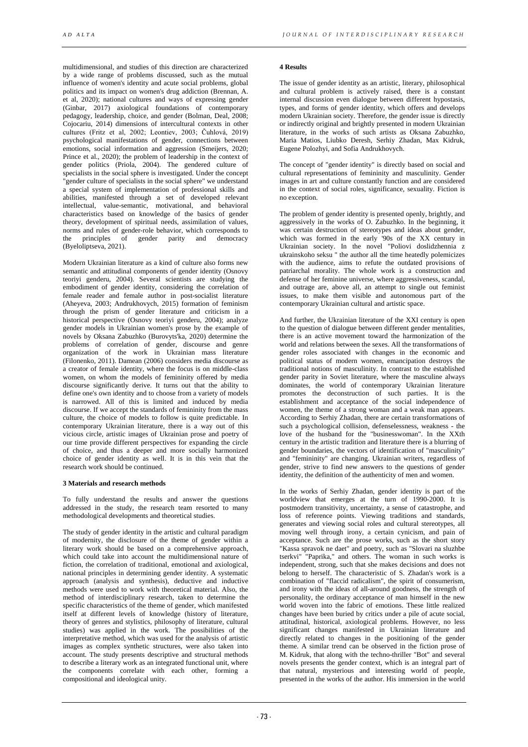multidimensional, and studies of this direction are characterized by a wide range of problems discussed, such as the mutual influence of women's identity and acute social problems, global politics and its impact on women's drug addiction (Brennan, A. et al, 2020); national cultures and ways of expressing gender (Ginbar, 2017) axiological foundations of contemporary pedagogy, leadership, choice, and gender (Bolman, Deal, 2008; Cojocariu, 2014) dimensions of intercultural contexts in other cultures (Fritz et al, 2002; Leontiev, 2003; Čuhlová, 2019) psychological manifestations of gender, connections between emotions, social information and aggression (Smeijers, 2020; Prince et al., 2020); the problem of leadership in the context of gender politics (Priola, 2004). The gendered culture of specialists in the social sphere is investigated. Under the concept "gender culture of specialists in the social sphere" we understand a special system of implementation of professional skills and abilities, manifested through a set of developed relevant intellectual, value-semantic, motivational, and behavioral characteristics based on knowledge of the basics of gender theory, development of spiritual needs, assimilation of values, norms and rules of gender-role behavior, which corresponds to the principles of gender parity and democracy (Byeloliptseva, 2021).

Modern Ukrainian literature as a kind of culture also forms new semantic and attitudinal components of gender identity (Osnovy teoriyi genderu, 2004). Several scientists are studying the embodiment of gender identity, considering the correlation of female reader and female author in post-socialist literature (Aheyeva, 2003; Andrukhovych, 2015) formation of feminism through the prism of gender literature and criticism in a historical perspective (Osnovy teoriyi genderu, 2004); analyze gender models in Ukrainian women's prose by the example of novels by Oksana Zabuzhko (Burovyts'ka, 2020) determine the problems of correlation of gender, discourse and genre organization of the work in Ukrainian mass literature (Filonenko, 2011). Damean (2006) considers media discourse as a creator of female identity, where the focus is on middle-class women, on whom the models of femininity offered by media discourse significantly derive. It turns out that the ability to define one's own identity and to choose from a variety of models is narrowed. All of this is limited and induced by media discourse. If we accept the standards of femininity from the mass culture, the choice of models to follow is quite predictable. In contemporary Ukrainian literature, there is a way out of this vicious circle, artistic images of Ukrainian prose and poetry of our time provide different perspectives for expanding the circle of choice, and thus a deeper and more socially harmonized choice of gender identity as well. It is in this vein that the research work should be continued.

## 3 Materials and research methods

To fully understand the results and answer the questions addressed in the study, the research team resorted to many methodological developments and theoretical studies.

The study of gender identity in the artistic and cultural paradigm of modernity, the disclosure of the theme of gender within a literary work should be based on a comprehensive approach, which could take into account the multidimensional nature of fiction, the correlation of traditional, emotional and axiological, national principles in determining gender identity. A systematic approach (analysis and synthesis), deductive and inductive methods were used to work with theoretical material. Also, the method of interdisciplinary research, taken to determine the specific characteristics of the theme of gender, which manifested itself at different levels of knowledge (history of literature, theory of genres and stylistics, philosophy of literature, cultural studies) was applied in the work. The possibilities of the interpretative method, which was used for the analysis of artistic images as complex synthetic structures, were also taken into account. The study presents descriptive and structural methods to describe a literary work as an integrated functional unit, where the components correlate with each other, forming a compositional and ideological unity.

## 4 Results

The issue of gender identity as an artistic, literary, philosophical and cultural problem is actively raised, there is a constant internal discussion even dialogue between different hypostasis, types, and forms of gender identity, which offers and develops modern Ukrainian society. Therefore, the gender issue is directly or indirectly original and brightly presented in modern Ukrainian literature, in the works of such artists as Oksana Zabuzhko, Maria Matios, Liubko Deresh, Serhiy Zhadan, Max Kidruk, Eugene Polozhyi, and Sofia Andrukhovych.

The concept of "gender identity" is directly based on social and cultural representations of femininity and masculinity. Gender images in art and culture constantly function and are considered in the context of social roles, significance, sexuality. Fiction is no exception.

The problem of gender identity is presented openly, brightly, and aggressively in the works of O. Zabuzhko. In the beginning, it was certain destruction of stereotypes and ideas about gender, which was formed in the early '90s of the XX century in Ukrainian society. In the novel "Poliovi doslidzhennia z ukrainskoho seksu " the author all the time heatedly polemicizes with the audience, aims to refute the outdated provisions of patriarchal morality. The whole work is a construction and defense of her feminine universe, where aggressiveness, scandal, and outrage are, above all, an attempt to single out feminist issues, to make them visible and autonomous part of the contemporary Ukrainian cultural and artistic space.

And further, the Ukrainian literature of the XXI century is open to the question of dialogue between different gender mentalities, there is an active movement toward the harmonization of the world and relations between the sexes. All the transformations of gender roles associated with changes in the economic and political status of modern women, emancipation destroys the traditional notions of masculinity. In contrast to the established gender parity in Soviet literature, where the masculine always dominates, the world of contemporary Ukrainian literature promotes the deconstruction of such parties. It is the establishment and acceptance of the social independence of women, the theme of a strong woman and a weak man appears. According to Serhiy Zhadan, there are certain transformations of such a psychological collision, defenselessness, weakness - the love of the husband for the "businesswoman". In the XXth century in the artistic tradition and literature there is a blurring of gender boundaries, the vectors of identification of "masculinity" and "femininity" are changing. Ukrainian writers, regardless of gender, strive to find new answers to the questions of gender identity, the definition of the authenticity of men and women.

In the works of Serhiy Zhadan, gender identity is part of the worldview that emerges at the turn of 1990-2000. It is postmodern transitivity, uncertainty, a sense of catastrophe, and loss of reference points. Viewing traditions and standards, generates and viewing social roles and cultural stereotypes, all moving well through irony, a certain cynicism, and pain of acceptance. Such are the prose works, such as the short story "Kasa spravok ne daet" and poetry, such as "Slovari na sluzhbe tserkvi" "Paprika," and others. The woman in such works is independent, strong, such that she makes decisions and does not belong to herself. The characteristic of S. Zhadan's work is a combination of "flaccid radicalism", the spirit of consumerism, and irony with the ideas of all-around goodness, the strength of personality, the ordinary acceptance of man himself in the new world woven into the fabric of emotions. These little realized changes have been buried by critics under a pile of acute social, attitudinal, historical, axiological problems. However, no less significant changes manifested in Ukrainian literature and directly related to changes in the positioning of the gender theme. A similar trend can be observed in the fiction prose of M. Kidruk, that along with the techno-thriller "Bot" and several novels presents the gender context, which is an integral part of that natural, mysterious and interesting world of people, presented in the works of the author. His immersion in the world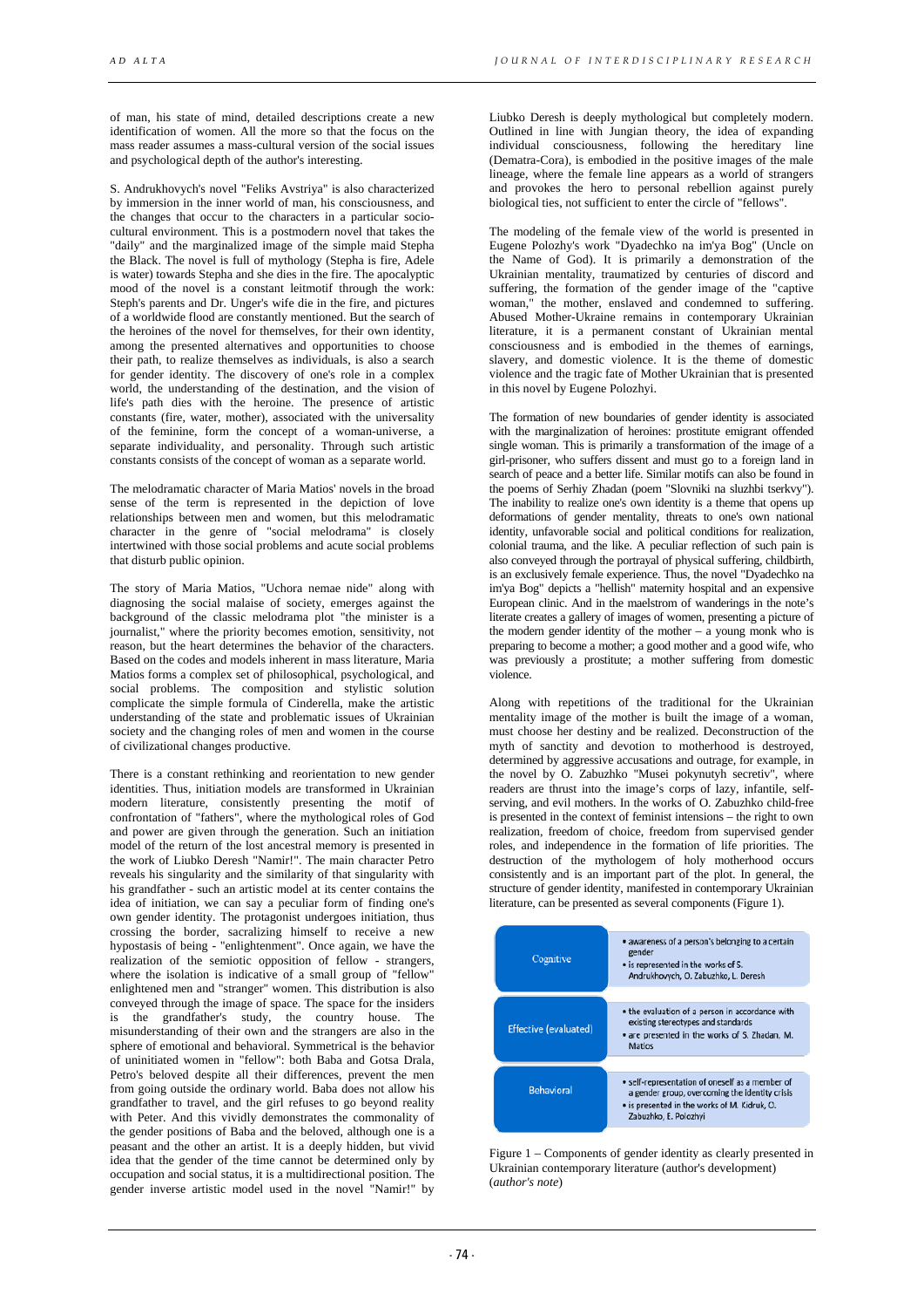of man, his state of mind, detailed descriptions create a new identification of women. All the more so that the focus on the mass reader assumes a mass-cultural version of the social issues and psychological depth of the author's interesting.

S. Andrukhovych's novel "Feliks Avstriya" is also characterized by immersion in the inner world of man, his consciousness, and the changes that occur to the characters in a particular socio-cultural environment. This is a postmodern novel that takes the "daily" and the marginalized image of the simple maid Stepha the Black. The novel is full of mythology (Stepha is fire, Adele is water) towards Stepha and she dies in the fire. The apocalyptic mood of the novel is a constant leitmotif through the work: Steph's parents and Dr. Unger's wife die in the fire, and pictures of a worldwide flood are constantly mentioned. But the search of the heroines of the novel for themselves, for their own identity, among the presented alternatives and opportunities to choose their path, to realize themselves as individuals, is also a search for gender identity. The discovery of one's role in a complex world, the understanding of the destination, and the vision of life's path dies with the heroine. The presence of artistic constants (fire, water, mother), associated with the universality of the feminine, form the concept of a woman-universe, a separate individuality, and personality. Through such artistic constants consists of the concept of woman as a separate world.

The melodramatic character of Maria Matios' novels in the broad sense of the term is represented in the depiction of love relationships between men and women, but this melodramatic character in the genre of "social melodrama" is closely intertwined with those social problems and acute social problems that disturb public opinion.

The story of Maria Matios, "Uchora nemae nide" along with diagnosing the social malaise of society, emerges against the background of the classic melodrama plot "the minister is a journalist," where the priority becomes emotion, sensitivity, not reason, but the heart determines the behavior of the characters. Based on the codes and models inherent in mass literature, Maria Matios forms a complex set of philosophical, psychological, and social problems. The composition and stylistic solution complicate the simple formula of Cinderella, make the artistic understanding of the state and problematic issues of Ukrainian society and the changing roles of men and women in the course of civilizational changes productive.

There is a constant rethinking and reorientation to new gender identities. Thus, initiation models are transformed in Ukrainian modern literature, consistently presenting the motif of confrontation of "fathers", where the mythological roles of God and power are given through the generation. Such an initiation model of the return of the lost ancestral memory is presented in the work of Liubko Deresh "Namir!". The main character Petro reveals his singularity and the similarity of that singularity with his grandfather - such an artistic model at its center contains the idea of initiation, we can say a peculiar form of finding one's own gender identity. The protagonist undergoes initiation, thus crossing the border, sacralizing himself to receive a new hypostasis of being - "enlightenment". Once again, we have the realization of the semiotic opposition of fellow - strangers, where the isolation is indicative of a small group of "fellow" enlightened men and "stranger" women. This distribution is also conveyed through the image of space. The space for the insiders is the grandfather's study, the country house. The misunderstanding of their own and the strangers are also in the sphere of emotional and behavioral. Symmetrical is the behavior of uninitiated women in "fellow": both Baba and Gotsa Drala, Petro's beloved despite all their differences, prevent the men from going outside the ordinary world. Baba does not allow his grandfather to travel, and the girl refuses to go beyond reality with Peter. And this vividly demonstrates the commonality of the gender positions of Baba and the beloved, although one is a peasant and the other an artist. It is a deeply hidden, but vivid idea that the gender of the time cannot be determined only by occupation and social status, it is a multidirectional position. The gender inverse artistic model used in the novel "Namir!" by Liubko Deresh is deeply mythological but completely modern. Outlined in line with Jungian theory, the idea of expanding individual consciousness, following the hereditary line (Dematra-Cora), is embodied in the positive images of the male lineage, where the female line appears as a world of strangers and provokes the hero to personal rebellion against purely biological ties, not sufficient to enter the circle of "fellows".

The modeling of the female view of the world is presented in Eugene Polozhy's work "Dyadechko na im'ya Bog" (Uncle on the Name of God). It is primarily a demonstration of the Ukrainian mentality, traumatized by centuries of discord and suffering, the formation of the gender image of the "captive woman," the mother, enslaved and condemned to suffering. Abused Mother-Ukraine remains in contemporary Ukrainian literature, it is a permanent constant of Ukrainian mental consciousness and is embodied in the themes of earnings, slavery, and domestic violence. It is the theme of domestic violence and the tragic fate of Mother Ukrainian that is presented in this novel by Eugene Polozhyi.

The formation of new boundaries of gender identity is associated with the marginalization of heroines: prostitute emigrant offended single woman. This is primarily a transformation of the image of a girl-prisoner, who suffers dissent and must go to a foreign land in search of peace and a better life. Similar motifs can also be found in the poems of Serhiy Zhadan (poem "Slovniki na sluzhbi tserkvy"). The inability to realize one's own identity is a theme that opens up deformations of gender mentality, threats to one's own national identity, unfavorable social and political conditions for realization, colonial trauma, and the like. A peculiar reflection of such pain is also conveyed through the portrayal of physical suffering, childbirth, is an exclusively female experience. Thus, the novel "Dyadechko na im'ya Bog" depicts a "hellish" maternity hospital and an expensive European clinic. And in the maelstrom of wanderings in the note's literate creates a gallery of images of women, presenting a picture of the modern gender identity of the mother – a young monk who is preparing to become a mother; a good mother and a good wife, who was previously a prostitute; a mother suffering from domestic violence.

Along with repetitions of the traditional for the Ukrainian mentality image of the mother is built the image of a woman, must choose her destiny and be realized. Deconstruction of the myth of sanctity and devotion to motherhood is destroyed, determined by aggressive accusations and outrage, for example, in the novel by O. Zabuzhko "Musei pokynutyh secretiv", where readers are thrust into the image's corps of lazy, infantile, self-serving, and evil mothers. In the works of O. Zabuzhko child-free is presented in the context of feminist intensions – the right to own realization, freedom of choice, freedom from supervised gender roles, and independence in the formation of life priorities. The destruction of the mythologem of holy motherhood occurs consistently and is an important part of the plot. In general, the structure of gender identity, manifested in contemporary Ukrainian literature, can be presented as several components (Figure 1).

| Component | Description |
|---|---|
| Cognitive | • awareness of a person's belonging to a certain gender<br>• is represented in the works of S. Andrukhovych, O. Zabuzhko, L. Deresh |
| Effective (evaluated) | • the evaluation of a person in accordance with existing stereotypes and standards<br>• are presented in the works of S. Zhadan, M. Matios |
| Behavioral | • self-representation of oneself as a member of a gender group, overcoming the identity crisis<br>• is presented in the works of M. Kidruk, O. Zabuzhko, E. Polozhyi |

Figure 1 – Components of gender identity as clearly presented in Ukrainian contemporary literature (author's development) (*author's note*)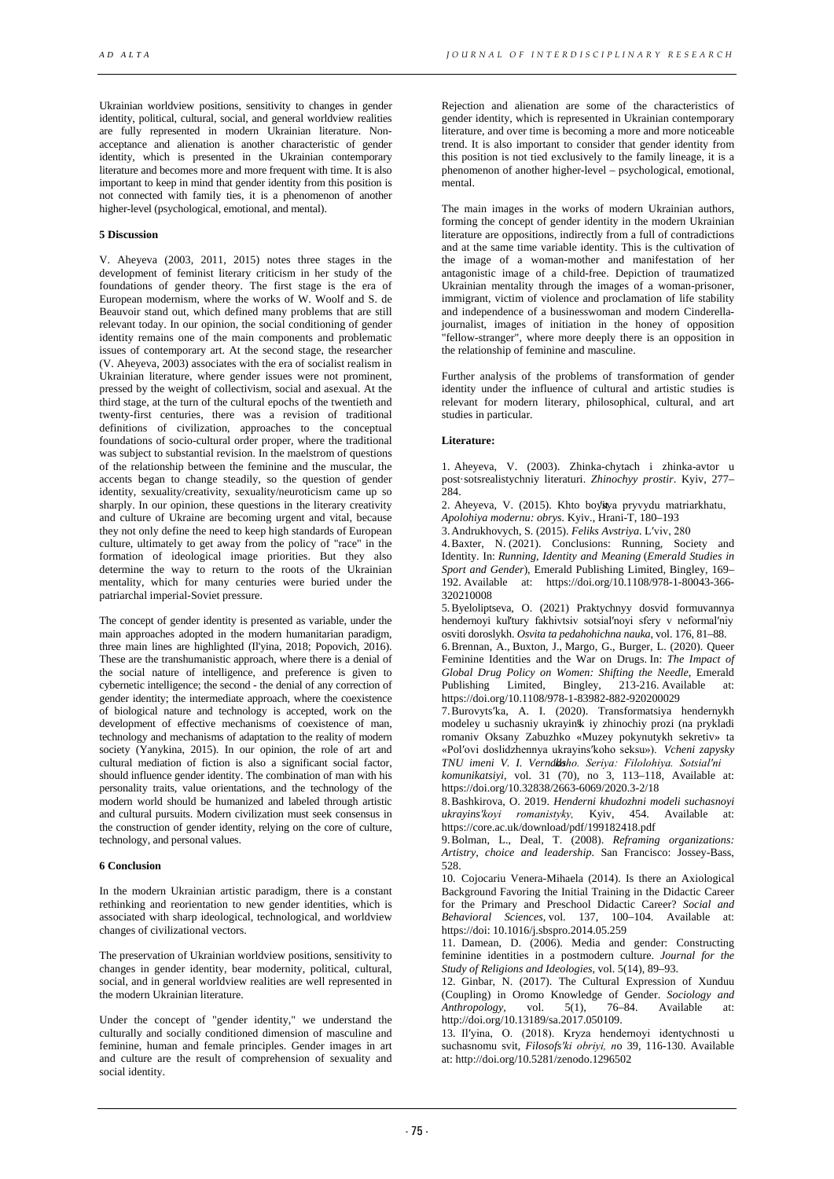Ukrainian worldview positions, sensitivity to changes in gender identity, political, cultural, social, and general worldview realities are fully represented in modern Ukrainian literature. Non-acceptance and alienation is another characteristic of gender identity, which is presented in the Ukrainian contemporary literature and becomes more and more frequent with time. It is also important to keep in mind that gender identity from this position is not connected with family ties, it is a phenomenon of another higher-level (psychological, emotional, and mental).

### 5 Discussion

V. Aheyeva (2003, 2011, 2015) notes three stages in the development of feminist literary criticism in her study of the foundations of gender theory. The first stage is the era of European modernism, where the works of W. Woolf and S. de Beauvoir stand out, which defined many problems that are still relevant today. In our opinion, the social conditioning of gender identity remains one of the main components and problematic issues of contemporary art. At the second stage, the researcher (V. Aheyeva, 2003) associates with the era of socialist realism in Ukrainian literature, where gender issues were not prominent, pressed by the weight of collectivism, social and asexual. At the third stage, at the turn of the cultural epochs of the twentieth and twenty-first centuries, there was a revision of traditional definitions of civilization, approaches to the conceptual foundations of socio-cultural order proper, where the traditional was subject to substantial revision. In the maelstrom of questions of the relationship between the feminine and the muscular, the accents began to change steadily, so the question of gender identity, sexuality/creativity, sexuality/neuroticism came up so sharply. In our opinion, these questions in the literary creativity and culture of Ukraine are becoming urgent and vital, because they not only define the need to keep high standards of European culture, ultimately to get away from the policy of "race" in the formation of ideological image priorities. But they also determine the way to return to the roots of the Ukrainian mentality, which for many centuries were buried under the patriarchal imperial-Soviet pressure.

The concept of gender identity is presented as variable, under the main approaches adopted in the modern humanitarian paradigm, three main lines are highlighted (Il'yina, 2018; Popovich, 2016). These are the transhumanistic approach, where there is a denial of the social nature of intelligence, and preference is given to cybernetic intelligence; the second - the denial of any correction of gender identity; the intermediate approach, where the coexistence of biological nature and technology is accepted, work on the development of effective mechanisms of coexistence of man, technology and mechanisms of adaptation to the reality of modern society (Yanykina, 2015). In our opinion, the role of art and cultural mediation of fiction is also a significant social factor, should influence gender identity. The combination of man with his personality traits, value orientations, and the technology of the modern world should be humanized and labeled through artistic and cultural pursuits. Modern civilization must seek consensus in the construction of gender identity, relying on the core of culture, technology, and personal values.

### 6 Conclusion

In the modern Ukrainian artistic paradigm, there is a constant rethinking and reorientation to new gender identities, which is associated with sharp ideological, technological, and worldview changes of civilizational vectors.

The preservation of Ukrainian worldview positions, sensitivity to changes in gender identity, bear modernity, political, cultural, social, and in general worldview realities are well represented in the modern Ukrainian literature.

Under the concept of "gender identity," we understand the culturally and socially conditioned dimension of masculine and feminine, human and female principles. Gender images in art and culture are the result of comprehension of sexuality and social identity.

Rejection and alienation are some of the characteristics of gender identity, which is represented in Ukrainian contemporary literature, and over time is becoming a more and more noticeable trend. It is also important to consider that gender identity from this position is not tied exclusively to the family lineage, it is a phenomenon of another higher-level – psychological, emotional, mental.

The main images in the works of modern Ukrainian authors, forming the concept of gender identity in the modern Ukrainian literature are oppositions, indirectly from a full of contradictions and at the same time variable identity. This is the cultivation of the image of a woman-mother and manifestation of her antagonistic image of a child-free. Depiction of traumatized Ukrainian mentality through the images of a woman-prisoner, immigrant, victim of violence and proclamation of life stability and independence of a businesswoman and modern Cinderella-journalist, images of initiation in the honey of opposition "fellow-stranger", where more deeply there is an opposition in the relationship of feminine and masculine.

Further analysis of the problems of transformation of gender identity under the influence of cultural and artistic studies is relevant for modern literary, philosophical, cultural, and art studies in particular.

### Literature:

1. Aheyeva, V. (2003). Zhinka-chytach i zhinka-avtor u post·sotsrealistychniy literaturi. *Zhinochyy prostir*. Kyiv, 277–284.
2. Aheyeva, V. (2015). Khto boyitsya pryvydu matriarkhatu, *Apolohiya modernu: obrys*. Kyiv., Hrani-T, 180–193
3. Andrukhovych, S. (2015). *Feliks Avstriya*. L'viv, 280
4. Baxter, N. (2021). Conclusions: Running, Society and Identity. In: *Running, Identity and Meaning* (*Emerald Studies in Sport and Gender*), Emerald Publishing Limited, Bingley, 169–192. Available at: https://doi.org/10.1108/978-1-80043-366-320210008
5. Byeloliptseva, O. (2021) Praktychnyy dosvid formuvannya hendernoyi kul′tury fakhivtsiv sotsial′noyi sfery v neformal′niy osviti doroslykh. *Osvita ta pedahohichna nauka*, vol. 176, 81–88.
6. Brennan, A., Buxton, J., Margo, G., Burger, L. (2020). Queer Feminine Identities and the War on Drugs. In: *The Impact of Global Drug Policy on Women: Shifting the Needle*, Emerald Publishing Limited, Bingley, 213-216. Available at: https://doi.org/10.1108/978-1-83982-882-920200029
7. Burovyts′ka, A. I. (2020). Transformatsiya hendernykh modeley u suchasniy ukrayins′kiy zhinochiy prozi (na prykladi romaniv Oksany Zabuzhko «Muzey pokynutykh sekretiv» ta «Pol′ovi doslidzhennya ukrayins′koho seksu»). *Vcheni zapysky TNU imeni V. I. Vernads′koho. Seriya: Filolohiya. Sotsial′ni komunikatsiyi*, vol. 31 (70), no 3, 113–118, Available at: https://doi.org/10.32838/2663-6069/2020.3-2/18
8. Bashkirova, O. 2019. *Henderni khudozhni modeli suchasnoyi ukrayins'koyi romanistyky,* Kyiv, 454. Available at: https://core.ac.uk/download/pdf/199182418.pdf
9. Bolman, L., Deal, T. (2008). *Reframing organizations: Artistry, choice and leadership*. San Francisco: Jossey-Bass, 528.
10. Cojocariu Venera-Mihaela (2014). Is there an Axiological Background Favoring the Initial Training in the Didactic Career for the Primary and Preschool Didactic Career? *Social and Behavioral Sciences*, vol. 137, 100–104. Available at: https://doi: 10.1016/j.sbspro.2014.05.259
11. Damean, D. (2006). Media and gender: Constructing feminine identities in a postmodern culture. *Journal for the Study of Religions and Ideologies*, vol. 5(14), 89–93.
12. Ginbar, N. (2017). The Cultural Expression of Xunduu (Coupling) in Oromo Knowledge of Gender. *Sociology and Anthropology*, vol. 5(1), 76–84. Available at: http://doi.org/10.13189/sa.2017.050109.
13. Il'yina, O. (2018). Kryza hendernoyi identychnosti u suchasnomu svit, *Filosofs'ki obriyi, no* 39, 116-130. Available at: http://doi.org/10.5281/zenodo.1296502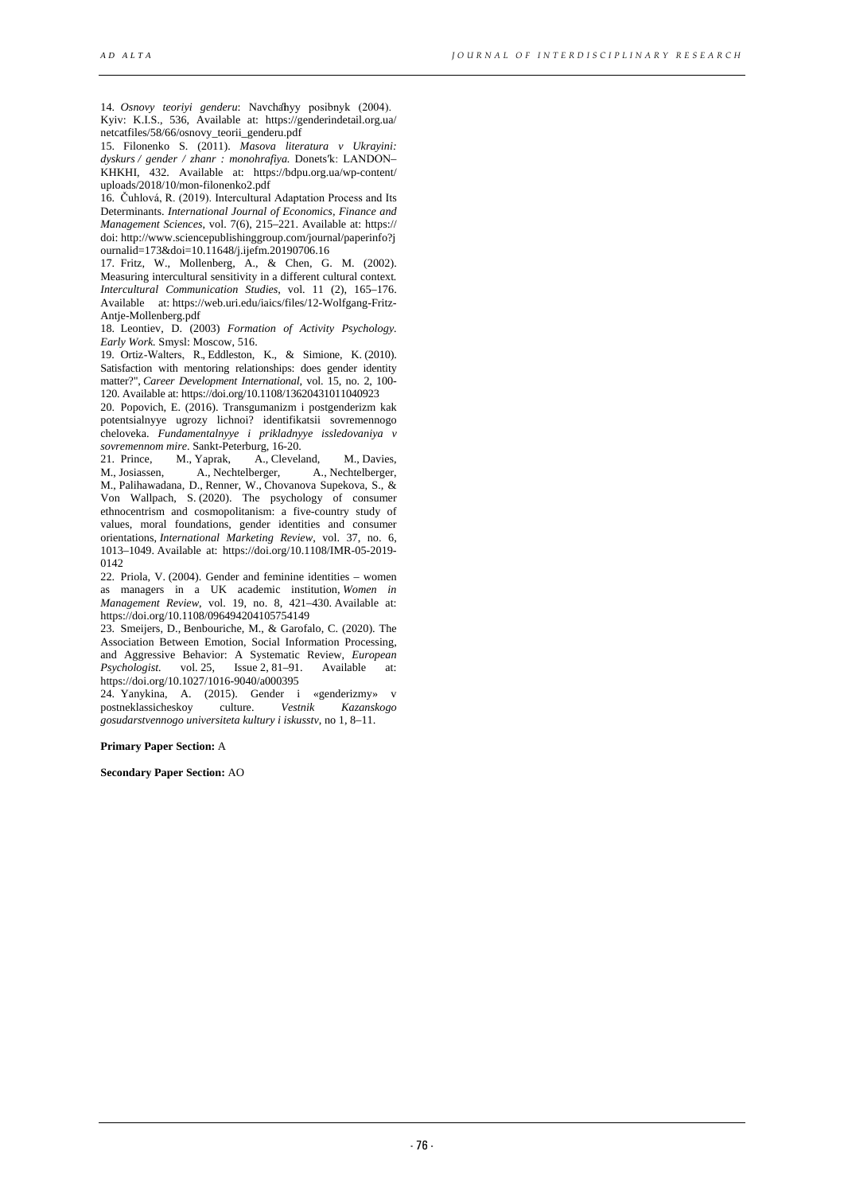14. *Osnovy teoriyi genderu*: Navchal'nyy posibnyk (2004). Kyiv: K.I.S., 536, Available at: https://genderindetail.org.ua/netcatfiles/58/66/osnovy_teorii_genderu.pdf

15. Filonenko S. (2011). *Masova literatura v Ukrayini: dyskurs / gender / zhanr : monohrafiya.* Donets'k: LANDON–KHKHI, 432. Available at: https://bdpu.org.ua/wp-content/uploads/2018/10/mon-filonenko2.pdf

16. Čuhlová, R. (2019). Intercultural Adaptation Process and Its Determinants. *International Journal of Economics, Finance and Management Sciences*, vol. 7(6), 215–221. Available at: https://doi: http://www.sciencepublishinggroup.com/journal/paperinfo?journalid=173&doi=10.11648/j.ijefm.20190706.16

17. Fritz, W., Mollenberg, A., & Chen, G. M. (2002). Measuring intercultural sensitivity in a different cultural context. *Intercultural Communication Studies*, vol. 11 (2), 165–176. Available at: https://web.uri.edu/iaics/files/12-Wolfgang-Fritz-Antje-Mollenberg.pdf

18. Leontiev, D. (2003) *Formation of Activity Psychology. Early Work.* Smysl: Moscow, 516.

19. Ortiz-Walters, R., Eddleston, K., & Simione, K. (2010). Satisfaction with mentoring relationships: does gender identity matter?", *Career Development International*, vol. 15, no. 2, 100-120. Available at: https://doi.org/10.1108/13620431011040923

20. Popovich, E. (2016). Transgumanizm i postgenderizm kak potentsialnyye ugrozy lichnoi? identifikatsii sovremennogo cheloveka. *Fundamentalnyye i prikladnyye issledovaniya v sovremennom mire*. Sankt-Peterburg, 16-20.

21. Prince, M., Yaprak, A., Cleveland, M., Davies, M., Josiassen, A., Nechtelberger, A., Nechtelberger, M., Palihawadana, D., Renner, W., Chovanova Supekova, S., & Von Wallpach, S. (2020). The psychology of consumer ethnocentrism and cosmopolitanism: a five-country study of values, moral foundations, gender identities and consumer orientations, *International Marketing Review*, vol. 37, no. 6, 1013–1049. Available at: https://doi.org/10.1108/IMR-05-2019-0142

22. Priola, V. (2004). Gender and feminine identities – women as managers in a UK academic institution, *Women in Management Review*, vol. 19, no. 8, 421–430. Available at: https://doi.org/10.1108/09649420410575414​9

23. Smeijers, D., Benbouriche, M., & Garofalo, C. (2020). The Association Between Emotion, Social Information Processing, and Aggressive Behavior: A Systematic Review, *European Psychologist*. vol. 25, Issue 2, 81–91. Available at: https://doi.org/10.1027/1016-9040/a000395

24. Yanykina, A. (2015). Gender i «genderizmy» v postneklassicheskoy culture. *Vestnik Kazanskogo gosudarstvennogo universiteta kultury i iskusstv*, no 1, 8–11.

**Primary Paper Section:** A

**Secondary Paper Section:** AO